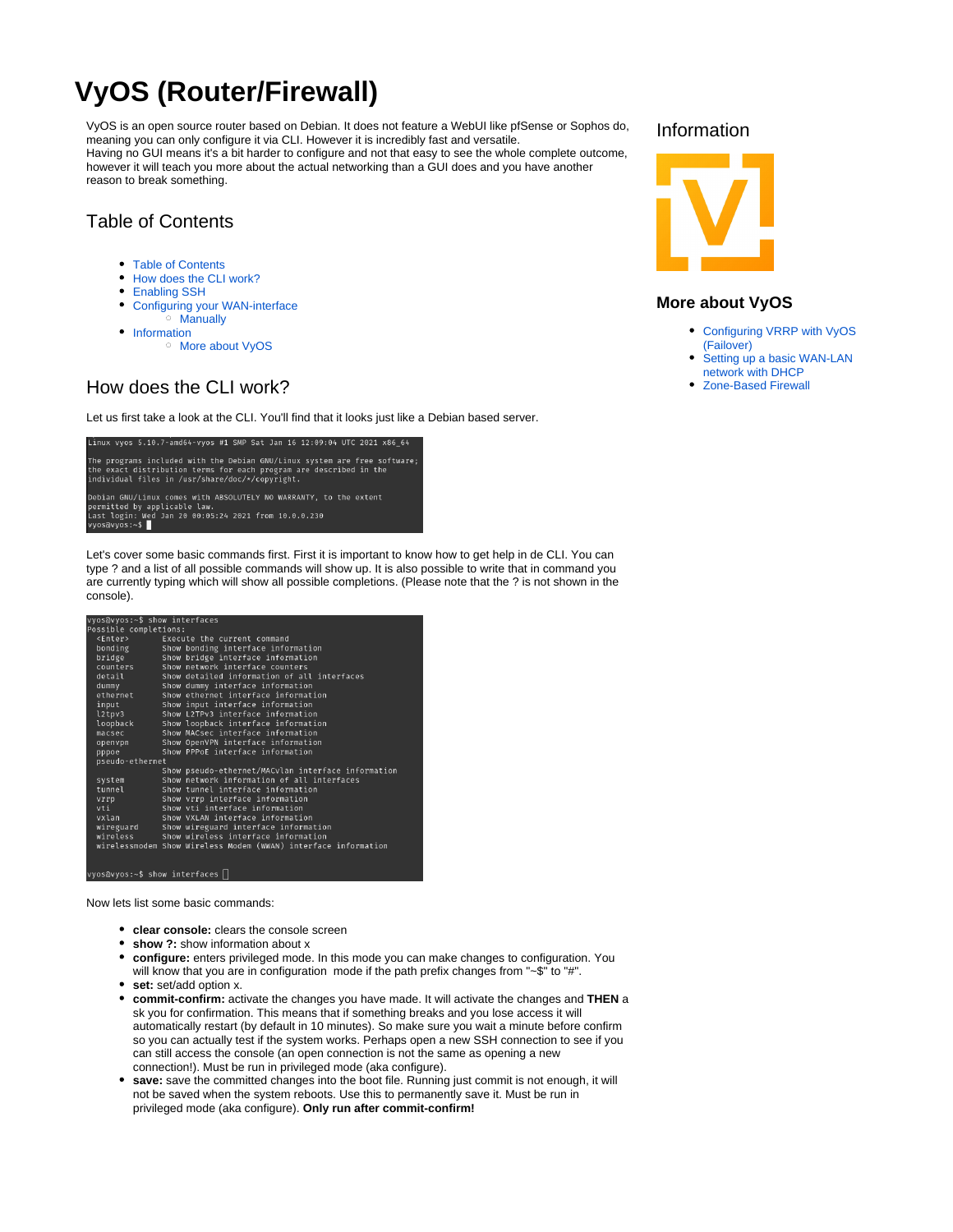# VyOS (Router/Firewall)

VyOS is an open source router based on Debian. It does not feature a WebUI like pfSense or Sophos do, meaning you can only configure it via CLI. However it is incredibly fast and versatile.
Having no GUI means it's a bit harder to configure and not that easy to see the whole complete outcome, however it will teach you more about the actual networking than a GUI does and you have another reason to break something.

## Table of Contents

- Table of Contents
- How does the CLI work?
- Enabling SSH
- Configuring your WAN-interface
  - Manually
- Information
  - More about VyOS

## How does the CLI work?

Let us first take a look at the CLI. You'll find that it looks just like a Debian based server.

```
Linux vyos 5.10.7-amd64-vyos #1 SMP Sat Jan 16 12:09:04 UTC 2021 x86_64

The programs included with the Debian GNU/Linux system are free software;
the exact distribution terms for each program are described in the
individual files in /usr/share/doc/*/copyright.

Debian GNU/Linux comes with ABSOLUTELY NO WARRANTY, to the extent
permitted by applicable law.
Last login: Wed Jan 20 00:05:24 2021 from 10.0.0.230
vyos@vyos:~$
```

Let's cover some basic commands first. First it is important to know how to get help in de CLI. You can type ? and a list of all possible commands will show up. It is also possible to write that in command you are currently typing which will show all possible completions. (Please note that the ? is not shown in the console).

```
vyos@vyos:~$ show interfaces
Possible completions:
  <Enter>       Execute the current command
  bonding       Show bonding interface information
  bridge        Show bridge interface information
  counters      Show network interface counters
  detail        Show detailed information of all interfaces
  dummy         Show dummy interface information
  ethernet      Show ethernet interface information
  input         Show input interface information
  l2tpv3        Show L2TPv3 interface information
  loopback      Show loopback interface information
  macsec        Show MACsec interface information
  openvpn       Show OpenVPN interface information
  pppoe         Show PPPoE interface information
  pseudo-ethernet
                Show pseudo-ethernet/MACvlan interface information
  system        Show network information of all interfaces
  tunnel        Show tunnel interface information
  vrrp          Show vrrp interface information
  vti           Show vti interface information
  vxlan         Show VXLAN interface information
  wireguard     Show wireguard interface information
  wireless      Show wireless interface information
  wirelessmodem Show Wireless Modem (WWAN) interface information


vyos@vyos:~$ show interfaces
```

Now lets list some basic commands:

- **clear console:** clears the console screen
- **show ?:** show information about x
- **configure:** enters privileged mode. In this mode you can make changes to configuration. You will know that you are in configuration mode if the path prefix changes from "~$" to "#".
- **set:** set/add option x.
- **commit-confirm:** activate the changes you have made. It will activate the changes and **THEN** a sk you for confirmation. This means that if something breaks and you lose access it will automatically restart (by default in 10 minutes). So make sure you wait a minute before confirm so you can actually test if the system works. Perhaps open a new SSH connection to see if you can still access the console (an open connection is not the same as opening a new connection!). Must be run in privileged mode (aka configure).
- **save:** save the committed changes into the boot file. Running just commit is not enough, it will not be saved when the system reboots. Use this to permanently save it. Must be run in privileged mode (aka configure). **Only run after commit-confirm!**

## Information

### More about VyOS

- Configuring VRRP with VyOS (Failover)
- Setting up a basic WAN-LAN network with DHCP
- Zone-Based Firewall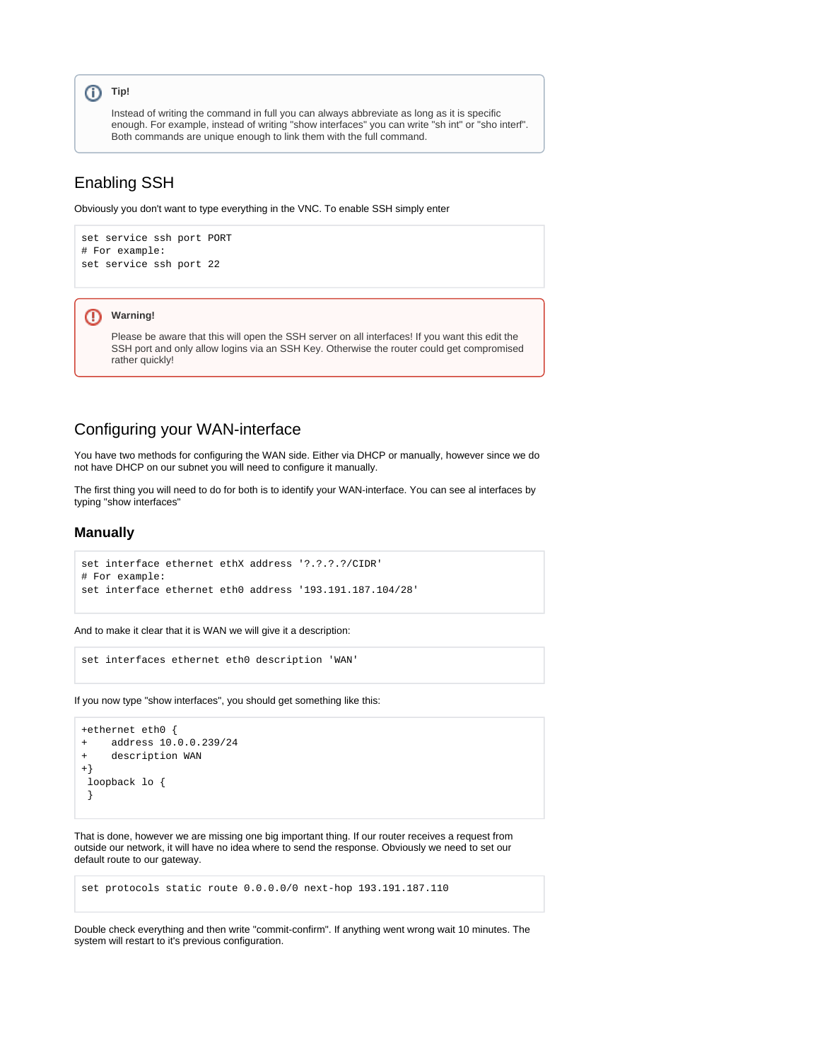> **Tip!**
>
> Instead of writing the command in full you can always abbreviate as long as it is specific enough. For example, instead of writing "show interfaces" you can write "sh int" or "sho interf". Both commands are unique enough to link them with the full command.

## Enabling SSH

Obviously you don't want to type everything in the VNC. To enable SSH simply enter

```
set service ssh port PORT
# For example:
set service ssh port 22
```

> **Warning!**
>
> Please be aware that this will open the SSH server on all interfaces! If you want this edit the SSH port and only allow logins via an SSH Key. Otherwise the router could get compromised rather quickly!

## Configuring your WAN-interface

You have two methods for configuring the WAN side. Either via DHCP or manually, however since we do not have DHCP on our subnet you will need to configure it manually.

The first thing you will need to do for both is to identify your WAN-interface. You can see al interfaces by typing "show interfaces"

### Manually

```
set interface ethernet ethX address '?.?.?.?/CIDR'
# For example:
set interface ethernet eth0 address '193.191.187.104/28'
```

And to make it clear that it is WAN we will give it a description:

```
set interfaces ethernet eth0 description 'WAN'
```

If you now type "show interfaces", you should get something like this:

```
+ethernet eth0 {
+    address 10.0.0.239/24
+    description WAN
+}
 loopback lo {
 }
```

That is done, however we are missing one big important thing. If our router receives a request from outside our network, it will have no idea where to send the response. Obviously we need to set our default route to our gateway.

```
set protocols static route 0.0.0.0/0 next-hop 193.191.187.110
```

Double check everything and then write "commit-confirm". If anything went wrong wait 10 minutes. The system will restart to it's previous configuration.